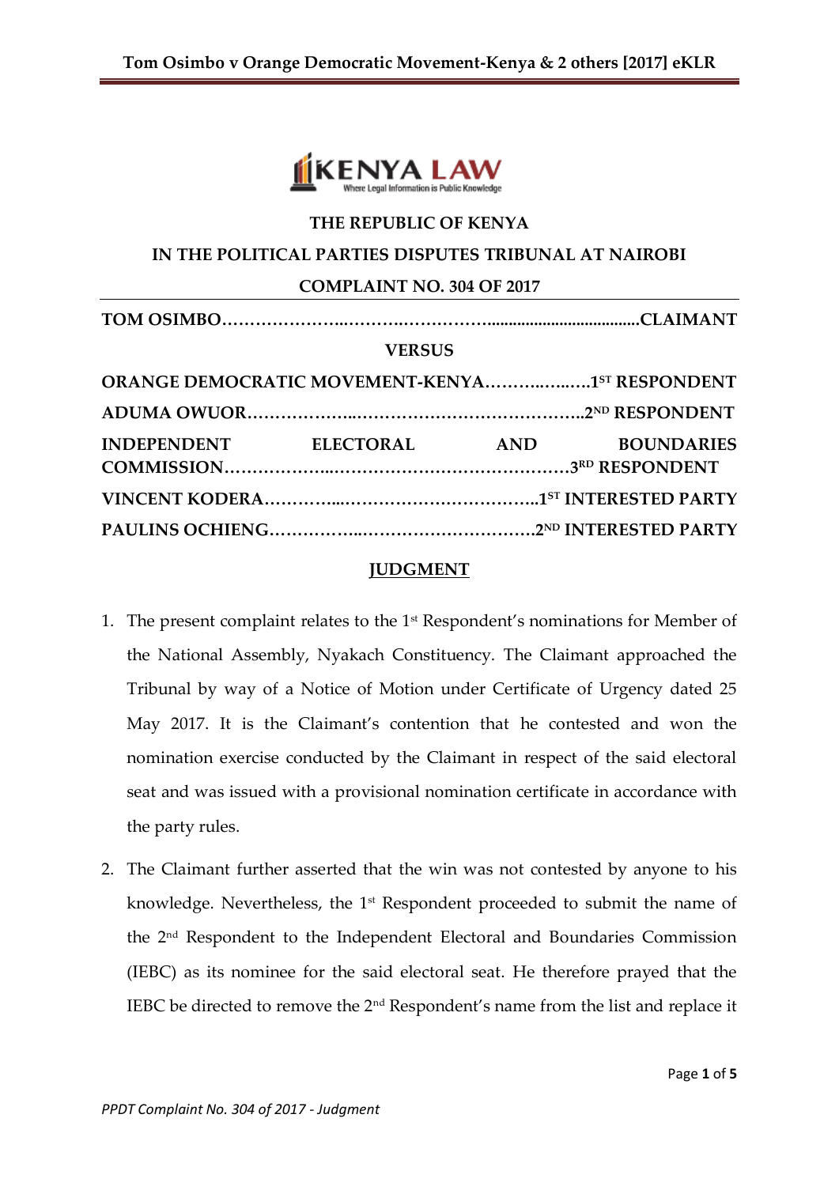THE REPUBLIC OF KENYA

IN THE POLITICAL PARTIES DISPUTES TRIBUNAL AT NAIROBI

COMPLAINT NO. 304 OF 2017

**TOM OSIMBO………………..……….………….................................CLAIMANT**

**VERSUS**

**ORANGE DEMOCRATIC MOVEMENT-KENYA……….…..….1ST RESPONDENT**

**ADUMA OWUOR………………..…………………………………..2ND RESPONDENT**

**INDEPENDENT ELECTORAL AND BOUNDARIES COMMISSION……………..……………………………………3RD RESPONDENT**

**VINCENT KODERA………....……………………………..1ST INTERESTED PARTY**

**PAULINS OCHIENG……………..…………………………2ND INTERESTED PARTY**

## JUDGMENT

1. The present complaint relates to the 1st Respondent's nominations for Member of the National Assembly, Nyakach Constituency. The Claimant approached the Tribunal by way of a Notice of Motion under Certificate of Urgency dated 25 May 2017. It is the Claimant's contention that he contested and won the nomination exercise conducted by the Claimant in respect of the said electoral seat and was issued with a provisional nomination certificate in accordance with the party rules.

2. The Claimant further asserted that the win was not contested by anyone to his knowledge. Nevertheless, the 1st Respondent proceeded to submit the name of the 2nd Respondent to the Independent Electoral and Boundaries Commission (IEBC) as its nominee for the said electoral seat. He therefore prayed that the IEBC be directed to remove the 2nd Respondent's name from the list and replace it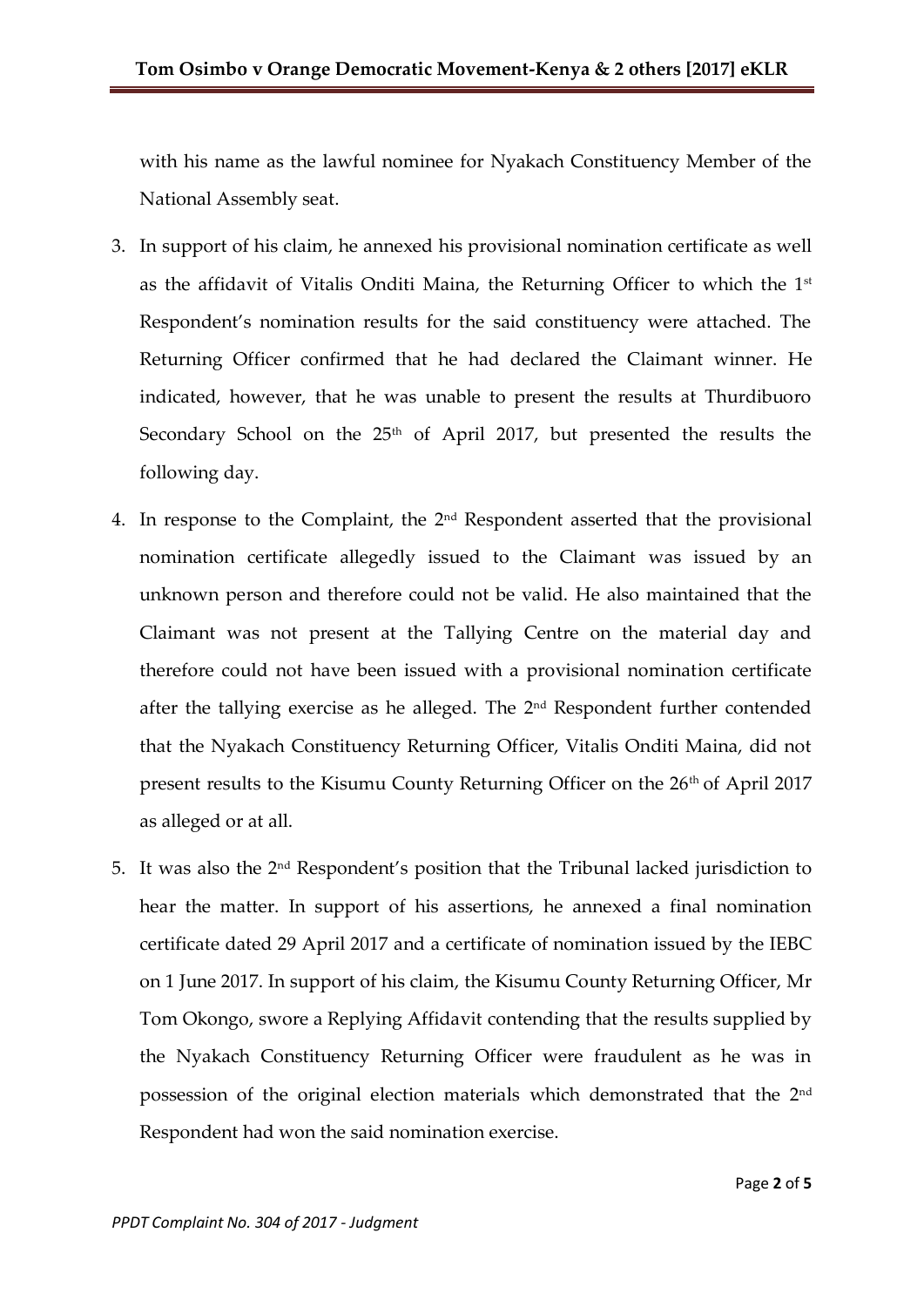with his name as the lawful nominee for Nyakach Constituency Member of the National Assembly seat.

3. In support of his claim, he annexed his provisional nomination certificate as well as the affidavit of Vitalis Onditi Maina, the Returning Officer to which the 1st Respondent's nomination results for the said constituency were attached. The Returning Officer confirmed that he had declared the Claimant winner. He indicated, however, that he was unable to present the results at Thurdibuoro Secondary School on the 25th of April 2017, but presented the results the following day.

4. In response to the Complaint, the 2nd Respondent asserted that the provisional nomination certificate allegedly issued to the Claimant was issued by an unknown person and therefore could not be valid. He also maintained that the Claimant was not present at the Tallying Centre on the material day and therefore could not have been issued with a provisional nomination certificate after the tallying exercise as he alleged. The 2nd Respondent further contended that the Nyakach Constituency Returning Officer, Vitalis Onditi Maina, did not present results to the Kisumu County Returning Officer on the 26th of April 2017 as alleged or at all.

5. It was also the 2nd Respondent's position that the Tribunal lacked jurisdiction to hear the matter. In support of his assertions, he annexed a final nomination certificate dated 29 April 2017 and a certificate of nomination issued by the IEBC on 1 June 2017. In support of his claim, the Kisumu County Returning Officer, Mr Tom Okongo, swore a Replying Affidavit contending that the results supplied by the Nyakach Constituency Returning Officer were fraudulent as he was in possession of the original election materials which demonstrated that the 2nd Respondent had won the said nomination exercise.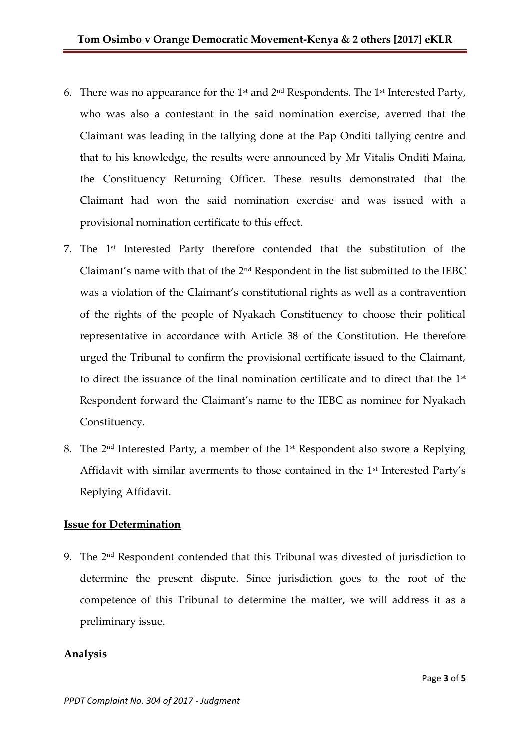6. There was no appearance for the 1st and 2nd Respondents. The 1st Interested Party, who was also a contestant in the said nomination exercise, averred that the Claimant was leading in the tallying done at the Pap Onditi tallying centre and that to his knowledge, the results were announced by Mr Vitalis Onditi Maina, the Constituency Returning Officer. These results demonstrated that the Claimant had won the said nomination exercise and was issued with a provisional nomination certificate to this effect.

7. The 1st Interested Party therefore contended that the substitution of the Claimant's name with that of the 2nd Respondent in the list submitted to the IEBC was a violation of the Claimant's constitutional rights as well as a contravention of the rights of the people of Nyakach Constituency to choose their political representative in accordance with Article 38 of the Constitution. He therefore urged the Tribunal to confirm the provisional certificate issued to the Claimant, to direct the issuance of the final nomination certificate and to direct that the 1st Respondent forward the Claimant's name to the IEBC as nominee for Nyakach Constituency.

8. The 2nd Interested Party, a member of the 1st Respondent also swore a Replying Affidavit with similar averments to those contained in the 1st Interested Party's Replying Affidavit.

## Issue for Determination

9. The 2nd Respondent contended that this Tribunal was divested of jurisdiction to determine the present dispute. Since jurisdiction goes to the root of the competence of this Tribunal to determine the matter, we will address it as a preliminary issue.

## Analysis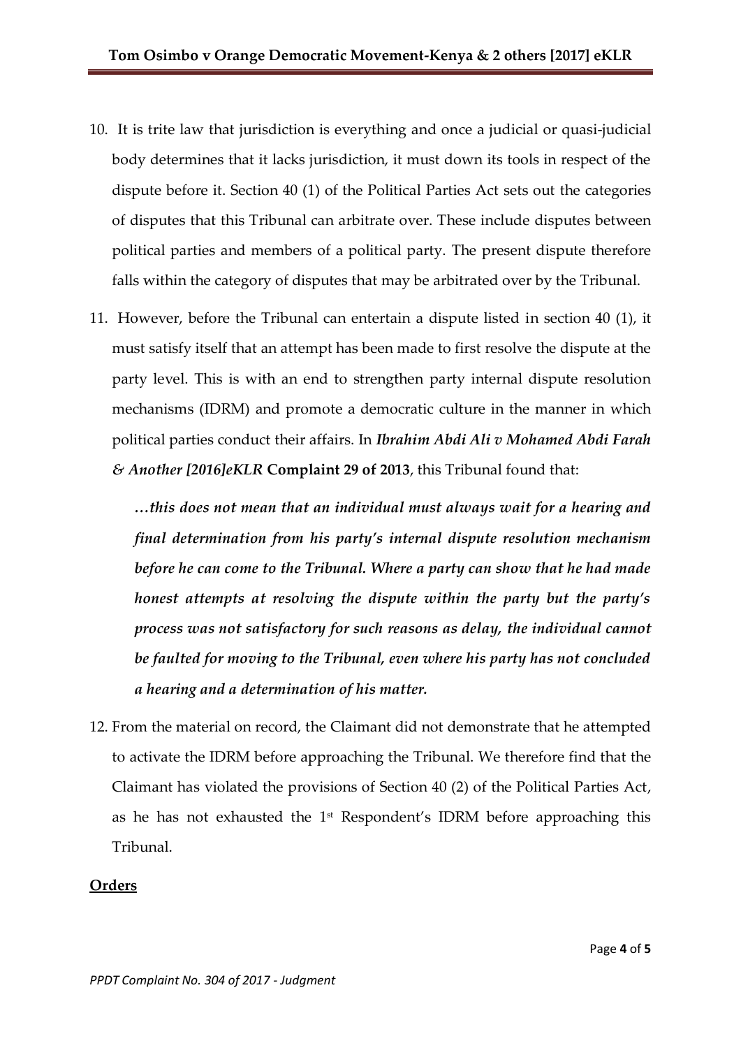10. It is trite law that jurisdiction is everything and once a judicial or quasi-judicial body determines that it lacks jurisdiction, it must down its tools in respect of the dispute before it. Section 40 (1) of the Political Parties Act sets out the categories of disputes that this Tribunal can arbitrate over. These include disputes between political parties and members of a political party. The present dispute therefore falls within the category of disputes that may be arbitrated over by the Tribunal.

11. However, before the Tribunal can entertain a dispute listed in section 40 (1), it must satisfy itself that an attempt has been made to first resolve the dispute at the party level. This is with an end to strengthen party internal dispute resolution mechanisms (IDRM) and promote a democratic culture in the manner in which political parties conduct their affairs. In ***Ibrahim Abdi Ali v Mohamed Abdi Farah & Another [2016]eKLR*** **Complaint 29 of 2013**, this Tribunal found that:

    ***…this does not mean that an individual must always wait for a hearing and final determination from his party's internal dispute resolution mechanism before he can come to the Tribunal. Where a party can show that he had made honest attempts at resolving the dispute within the party but the party's process was not satisfactory for such reasons as delay, the individual cannot be faulted for moving to the Tribunal, even where his party has not concluded a hearing and a determination of his matter.***

12. From the material on record, the Claimant did not demonstrate that he attempted to activate the IDRM before approaching the Tribunal. We therefore find that the Claimant has violated the provisions of Section 40 (2) of the Political Parties Act, as he has not exhausted the 1st Respondent's IDRM before approaching this Tribunal.

**<u>Orders</u>**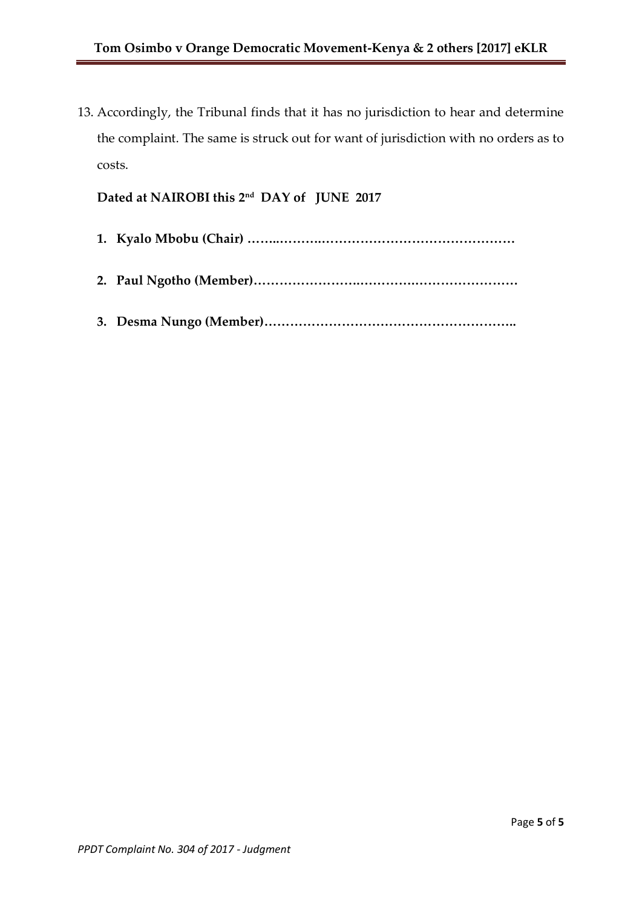13. Accordingly, the Tribunal finds that it has no jurisdiction to hear and determine the complaint. The same is struck out for want of jurisdiction with no orders as to costs.

**Dated at NAIROBI this 2nd DAY of JUNE 2017**

1. **Kyalo Mbobu (Chair) ……..……….……………………………………**
2. **Paul Ngotho (Member)……………………….……………….…………………**
3. **Desma Nungo (Member)…………………………………………………..**